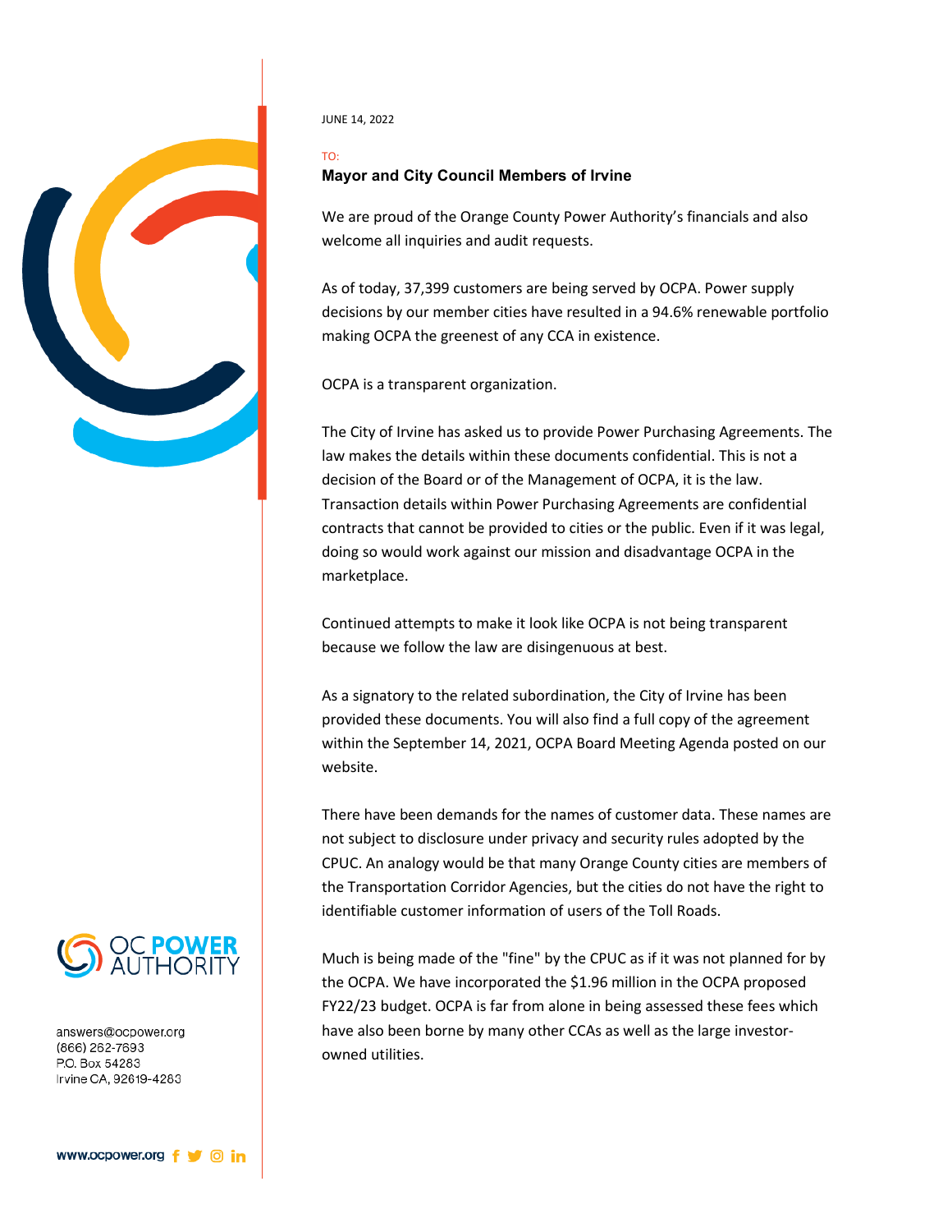JUNE 14, 2022

TO:

**Mayor and City Council Members of Irvine**

We are proud of the Orange County Power Authority's financials and also welcome all inquiries and audit requests.

As of today, 37,399 customers are being served by OCPA. Power supply decisions by our member cities have resulted in a 94.6% renewable portfolio making OCPA the greenest of any CCA in existence.

OCPA is a transparent organization.

The City of Irvine has asked us to provide Power Purchasing Agreements. The law makes the details within these documents confidential. This is not a decision of the Board or of the Management of OCPA, it is the law. Transaction details within Power Purchasing Agreements are confidential contracts that cannot be provided to cities or the public. Even if it was legal, doing so would work against our mission and disadvantage OCPA in the marketplace.

Continued attempts to make it look like OCPA is not being transparent because we follow the law are disingenuous at best.

As a signatory to the related subordination, the City of Irvine has been provided these documents. You will also find a full copy of the agreement within the September 14, 2021, OCPA Board Meeting Agenda posted on our website.

There have been demands for the names of customer data. These names are not subject to disclosure under privacy and security rules adopted by the CPUC. An analogy would be that many Orange County cities are members of the Transportation Corridor Agencies, but the cities do not have the right to identifiable customer information of users of the Toll Roads.

Much is being made of the "fine" by the CPUC as if it was not planned for by the OCPA. We have incorporated the $1.96 million in the OCPA proposed FY22/23 budget. OCPA is far from alone in being assessed these fees which have also been borne by many other CCAs as well as the large investor-owned utilities.

OC POWER AUTHORITY

answers@ocpower.org
(866) 262-7693
P.O. Box 54283
Irvine CA, 92619-4283

www.ocpower.org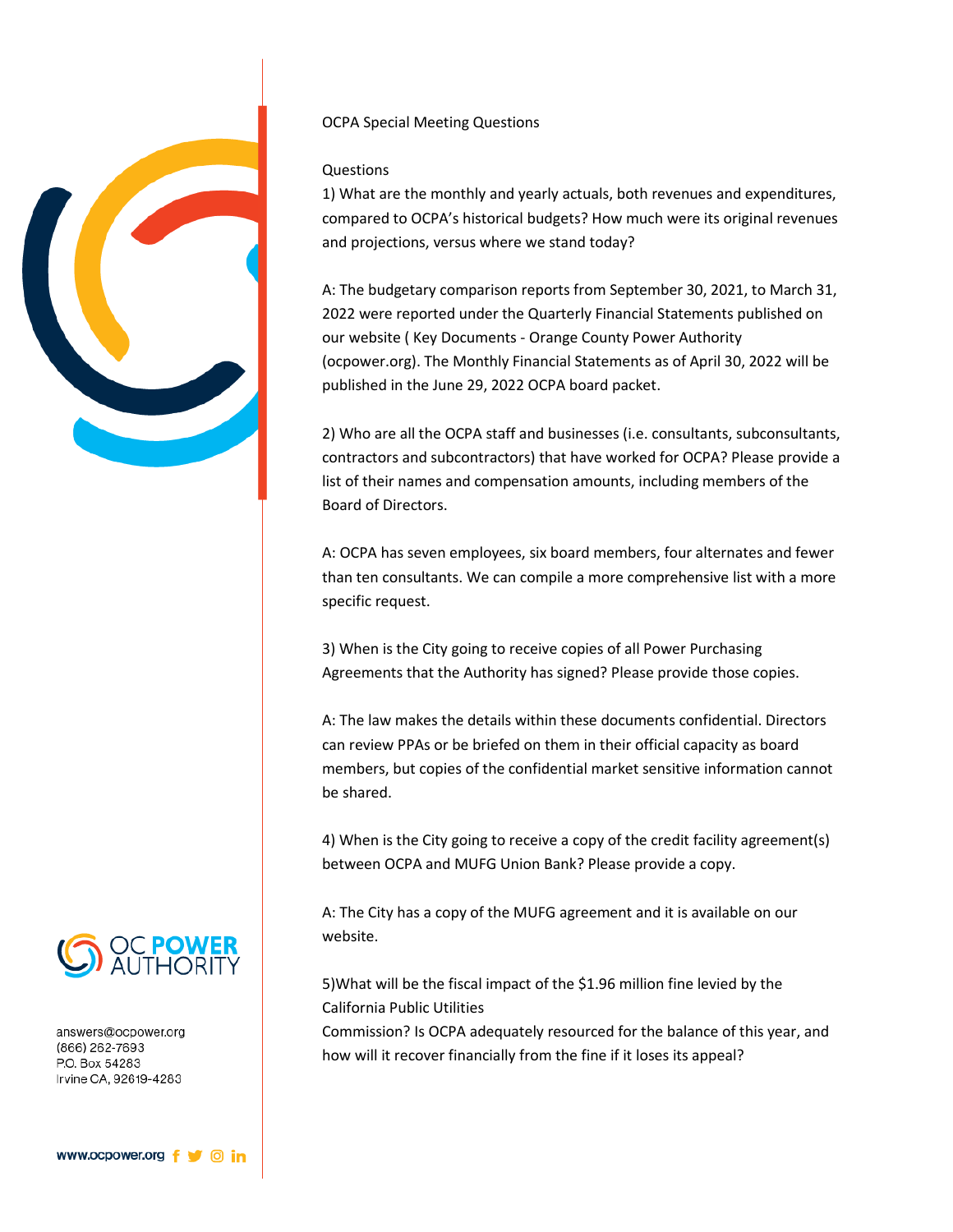OCPA Special Meeting Questions

Questions

1) What are the monthly and yearly actuals, both revenues and expenditures, compared to OCPA's historical budgets? How much were its original revenues and projections, versus where we stand today?

A: The budgetary comparison reports from September 30, 2021, to March 31, 2022 were reported under the Quarterly Financial Statements published on our website ( Key Documents - Orange County Power Authority (ocpower.org). The Monthly Financial Statements as of April 30, 2022 will be published in the June 29, 2022 OCPA board packet.

2) Who are all the OCPA staff and businesses (i.e. consultants, subconsultants, contractors and subcontractors) that have worked for OCPA? Please provide a list of their names and compensation amounts, including members of the Board of Directors.

A: OCPA has seven employees, six board members, four alternates and fewer than ten consultants. We can compile a more comprehensive list with a more specific request.

3) When is the City going to receive copies of all Power Purchasing Agreements that the Authority has signed? Please provide those copies.

A: The law makes the details within these documents confidential. Directors can review PPAs or be briefed on them in their official capacity as board members, but copies of the confidential market sensitive information cannot be shared.

4) When is the City going to receive a copy of the credit facility agreement(s) between OCPA and MUFG Union Bank? Please provide a copy.

A: The City has a copy of the MUFG agreement and it is available on our website.

5)What will be the fiscal impact of the $1.96 million fine levied by the California Public Utilities Commission? Is OCPA adequately resourced for the balance of this year, and how will it recover financially from the fine if it loses its appeal?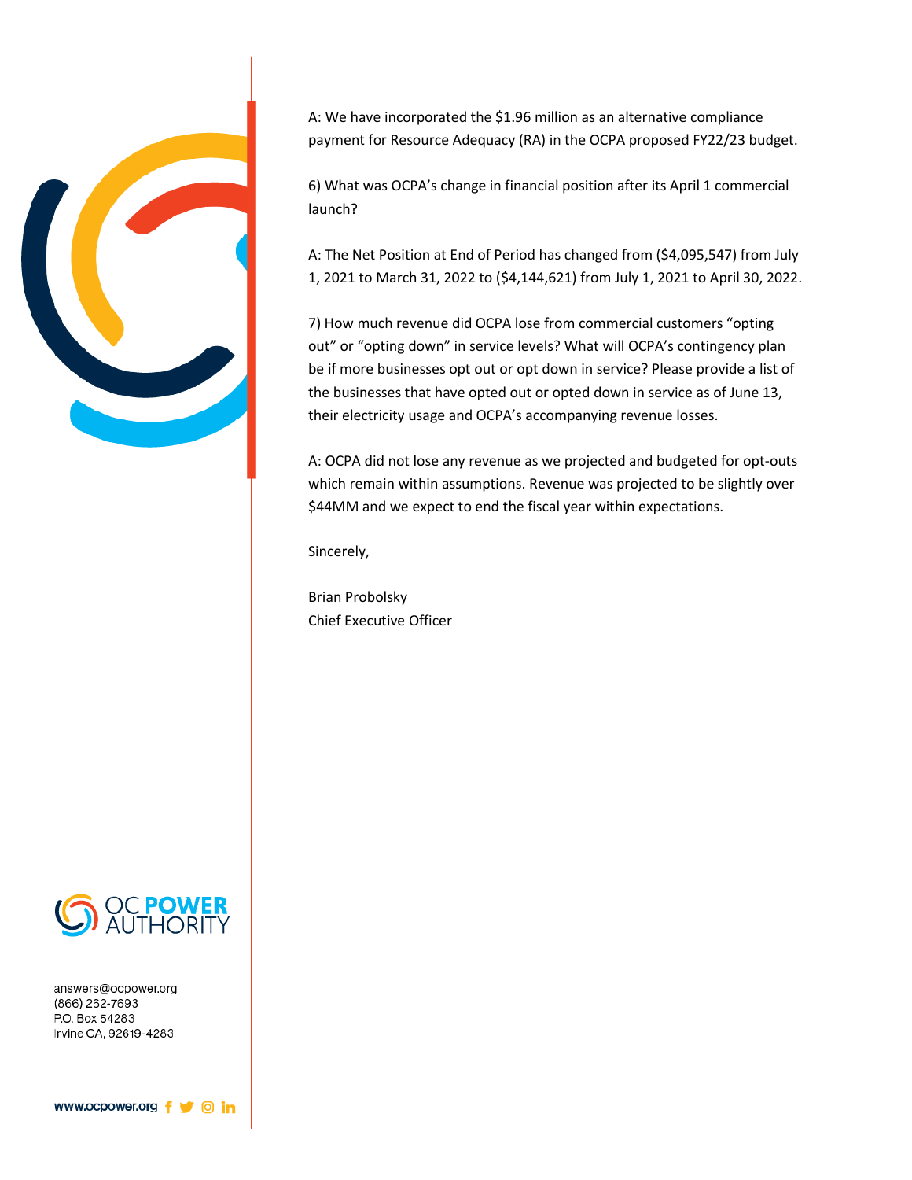A: We have incorporated the $1.96 million as an alternative compliance payment for Resource Adequacy (RA) in the OCPA proposed FY22/23 budget.

6) What was OCPA's change in financial position after its April 1 commercial launch?

A: The Net Position at End of Period has changed from ($4,095,547) from July 1, 2021 to March 31, 2022 to ($4,144,621) from July 1, 2021 to April 30, 2022.

7) How much revenue did OCPA lose from commercial customers "opting out" or "opting down" in service levels? What will OCPA's contingency plan be if more businesses opt out or opt down in service? Please provide a list of the businesses that have opted out or opted down in service as of June 13, their electricity usage and OCPA's accompanying revenue losses.

A: OCPA did not lose any revenue as we projected and budgeted for opt-outs which remain within assumptions. Revenue was projected to be slightly over $44MM and we expect to end the fiscal year within expectations.

Sincerely,

Brian Probolsky
Chief Executive Officer

OC POWER AUTHORITY

answers@ocpower.org
(866) 262-7693
P.O. Box 54283
Irvine CA, 92619-4283

www.ocpower.org